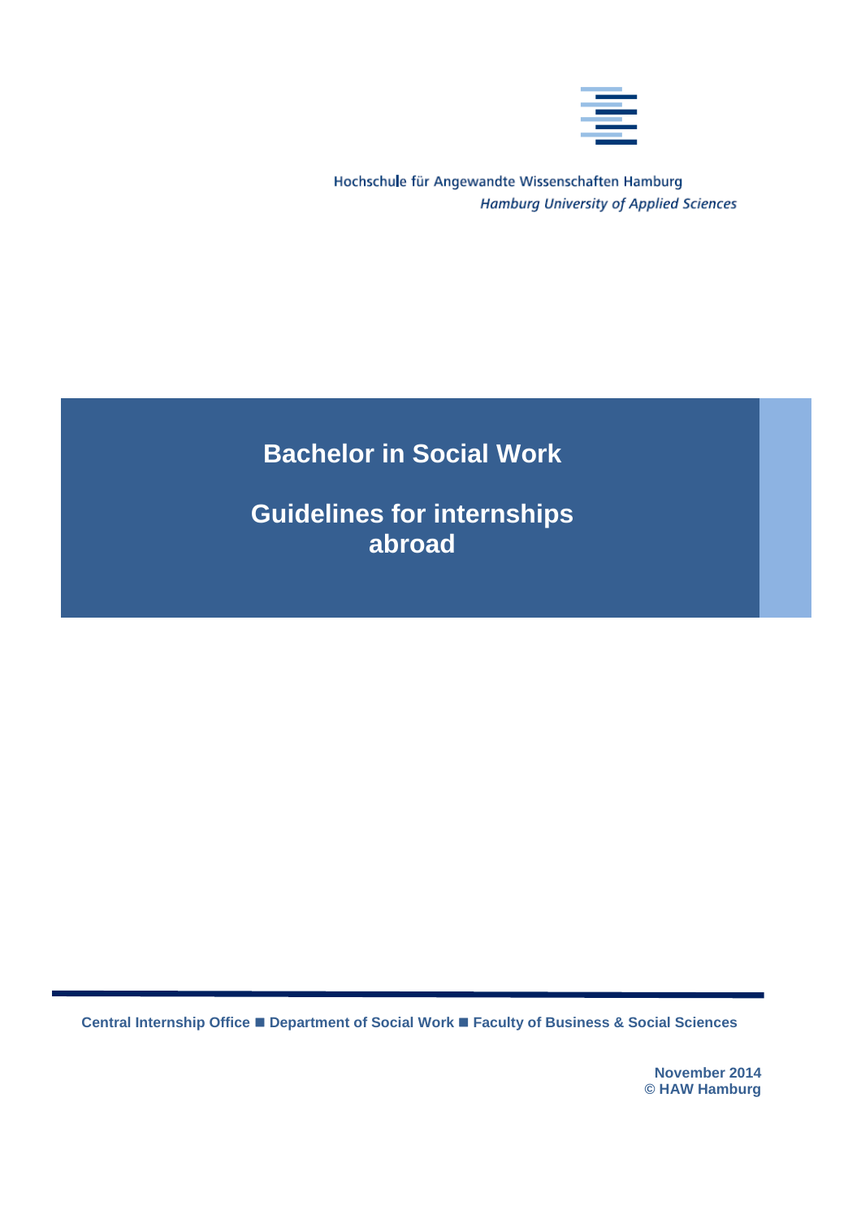Hochschule für Angewandte Wissenschaften Hamburg
*Hamburg University of Applied Sciences*

# Bachelor in Social Work

# Guidelines for internships abroad

**Central Internship Office ■ Department of Social Work ■ Faculty of Business & Social Sciences**

**November 2014**
**© HAW Hamburg**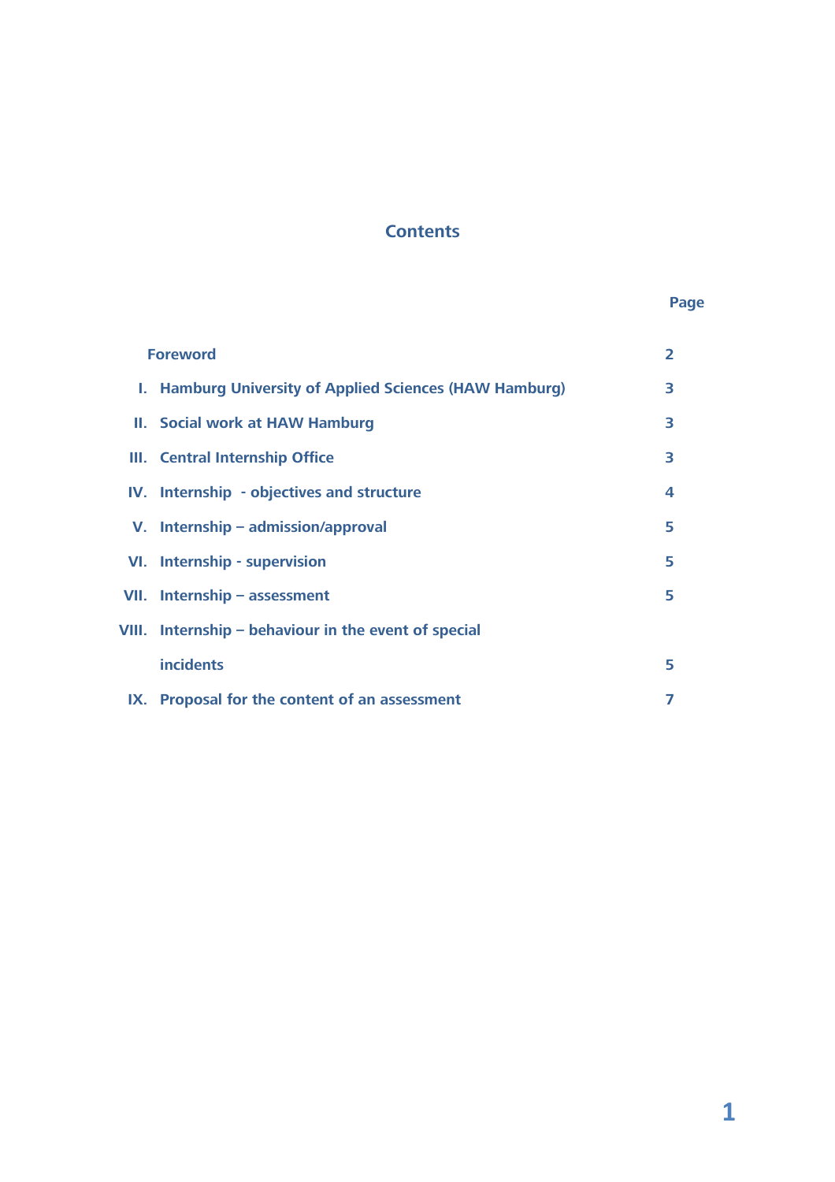# Contents

| | | Page |
|---|---|---|
| | **Foreword** | **2** |
| **I.** | **Hamburg University of Applied Sciences (HAW Hamburg)** | **3** |
| **II.** | **Social work at HAW Hamburg** | **3** |
| **III.** | **Central Internship Office** | **3** |
| **IV.** | **Internship - objectives and structure** | **4** |
| **V.** | **Internship – admission/approval** | **5** |
| **VI.** | **Internship - supervision** | **5** |
| **VII.** | **Internship – assessment** | **5** |
| **VIII.** | **Internship – behaviour in the event of special incidents** | **5** |
| **IX.** | **Proposal for the content of an assessment** | **7** |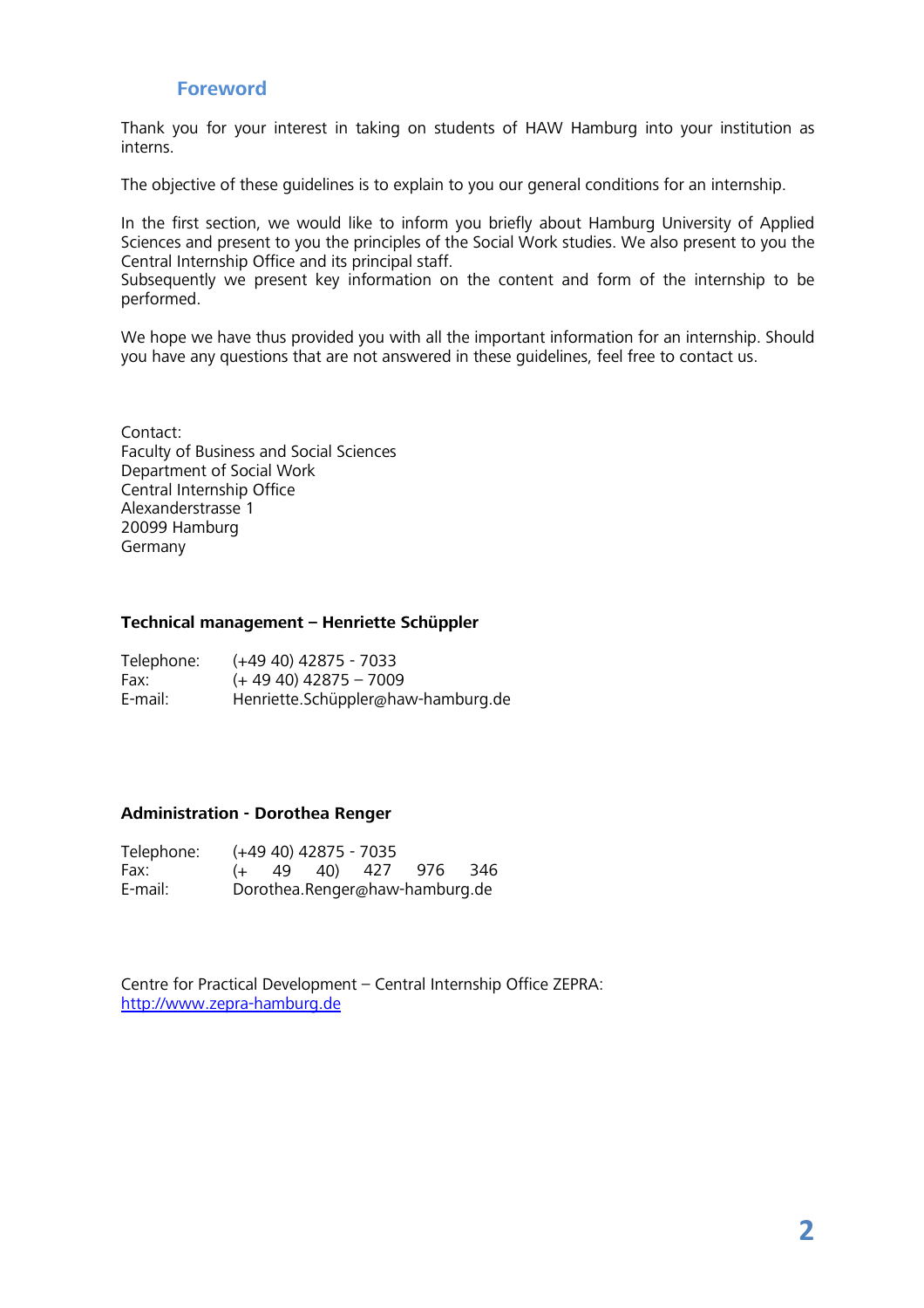## Foreword

Thank you for your interest in taking on students of HAW Hamburg into your institution as interns.

The objective of these guidelines is to explain to you our general conditions for an internship.

In the first section, we would like to inform you briefly about Hamburg University of Applied Sciences and present to you the principles of the Social Work studies. We also present to you the Central Internship Office and its principal staff.
Subsequently we present key information on the content and form of the internship to be performed.

We hope we have thus provided you with all the important information for an internship. Should you have any questions that are not answered in these guidelines, feel free to contact us.

Contact:
Faculty of Business and Social Sciences
Department of Social Work
Central Internship Office
Alexanderstrasse 1
20099 Hamburg
Germany

**Technical management – Henriette Schüppler**

Telephone: (+49 40) 42875 - 7033
Fax: (+ 49 40) 42875 – 7009
E-mail: Henriette.Schüppler@haw-hamburg.de

**Administration - Dorothea Renger**

Telephone: (+49 40) 42875 - 7035
Fax: (+ 49 40) 427 976 346
E-mail: Dorothea.Renger@haw-hamburg.de

Centre for Practical Development – Central Internship Office ZEPRA:
http://www.zepra-hamburg.de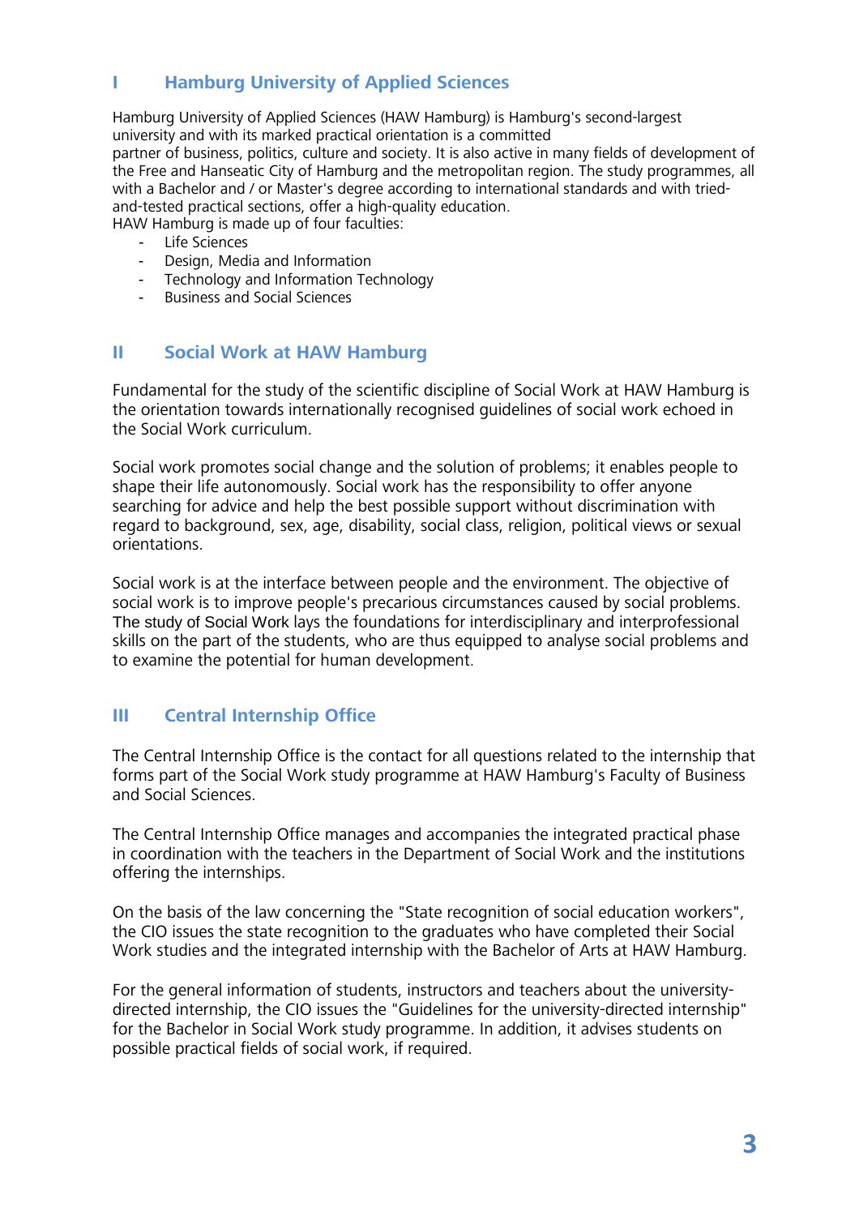## I Hamburg University of Applied Sciences

Hamburg University of Applied Sciences (HAW Hamburg) is Hamburg's second-largest university and with its marked practical orientation is a committed partner of business, politics, culture and society. It is also active in many fields of development of the Free and Hanseatic City of Hamburg and the metropolitan region. The study programmes, all with a Bachelor and / or Master's degree according to international standards and with tried-and-tested practical sections, offer a high-quality education.
HAW Hamburg is made up of four faculties:

- Life Sciences
- Design, Media and Information
- Technology and Information Technology
- Business and Social Sciences

## II Social Work at HAW Hamburg

Fundamental for the study of the scientific discipline of Social Work at HAW Hamburg is the orientation towards internationally recognised guidelines of social work echoed in the Social Work curriculum.

Social work promotes social change and the solution of problems; it enables people to shape their life autonomously. Social work has the responsibility to offer anyone searching for advice and help the best possible support without discrimination with regard to background, sex, age, disability, social class, religion, political views or sexual orientations.

Social work is at the interface between people and the environment. The objective of social work is to improve people's precarious circumstances caused by social problems. The study of Social Work lays the foundations for interdisciplinary and interprofessional skills on the part of the students, who are thus equipped to analyse social problems and to examine the potential for human development.

## III Central Internship Office

The Central Internship Office is the contact for all questions related to the internship that forms part of the Social Work study programme at HAW Hamburg's Faculty of Business and Social Sciences.

The Central Internship Office manages and accompanies the integrated practical phase in coordination with the teachers in the Department of Social Work and the institutions offering the internships.

On the basis of the law concerning the "State recognition of social education workers", the CIO issues the state recognition to the graduates who have completed their Social Work studies and the integrated internship with the Bachelor of Arts at HAW Hamburg.

For the general information of students, instructors and teachers about the university-directed internship, the CIO issues the "Guidelines for the university-directed internship" for the Bachelor in Social Work study programme. In addition, it advises students on possible practical fields of social work, if required.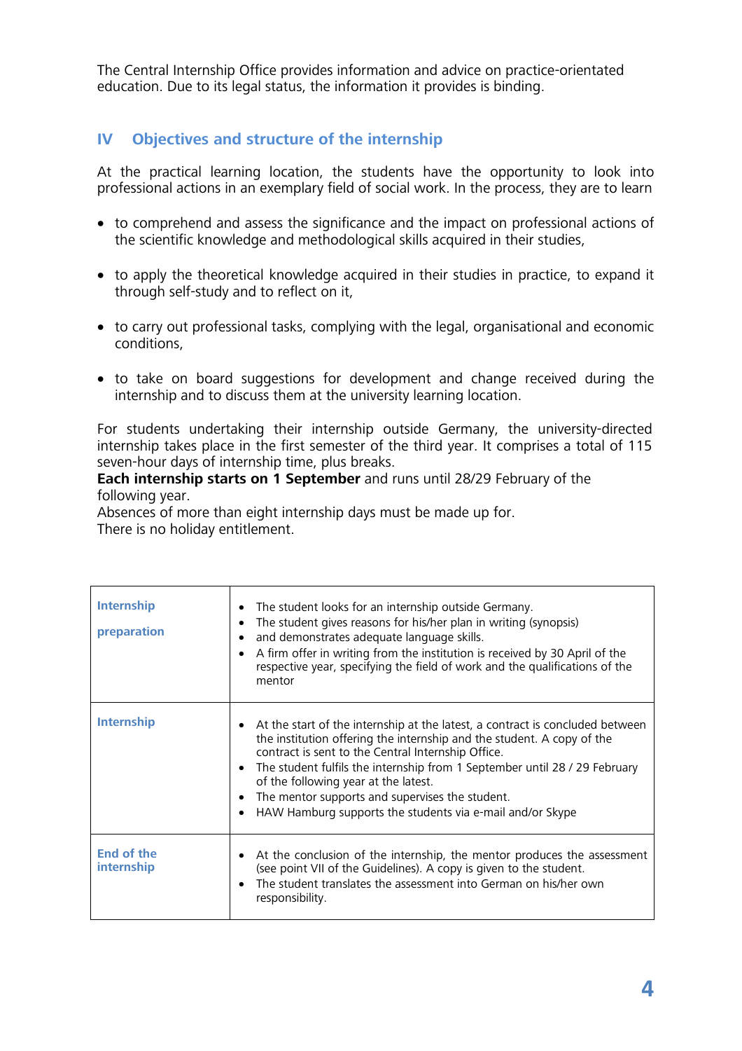The Central Internship Office provides information and advice on practice-orientated education. Due to its legal status, the information it provides is binding.

## IV Objectives and structure of the internship

At the practical learning location, the students have the opportunity to look into professional actions in an exemplary field of social work. In the process, they are to learn

- to comprehend and assess the significance and the impact on professional actions of the scientific knowledge and methodological skills acquired in their studies,
- to apply the theoretical knowledge acquired in their studies in practice, to expand it through self-study and to reflect on it,
- to carry out professional tasks, complying with the legal, organisational and economic conditions,
- to take on board suggestions for development and change received during the internship and to discuss them at the university learning location.

For students undertaking their internship outside Germany, the university-directed internship takes place in the first semester of the third year. It comprises a total of 115 seven-hour days of internship time, plus breaks.
**Each internship starts on 1 September** and runs until 28/29 February of the following year.
Absences of more than eight internship days must be made up for.
There is no holiday entitlement.

| | |
|---|---|
| **Internship preparation** | • The student looks for an internship outside Germany.<br>• The student gives reasons for his/her plan in writing (synopsis)<br>• and demonstrates adequate language skills.<br>• A firm offer in writing from the institution is received by 30 April of the respective year, specifying the field of work and the qualifications of the mentor |
| **Internship** | • At the start of the internship at the latest, a contract is concluded between the institution offering the internship and the student. A copy of the contract is sent to the Central Internship Office.<br>• The student fulfils the internship from 1 September until 28 / 29 February of the following year at the latest.<br>• The mentor supports and supervises the student.<br>• HAW Hamburg supports the students via e-mail and/or Skype |
| **End of the internship** | • At the conclusion of the internship, the mentor produces the assessment (see point VII of the Guidelines). A copy is given to the student.<br>• The student translates the assessment into German on his/her own responsibility. |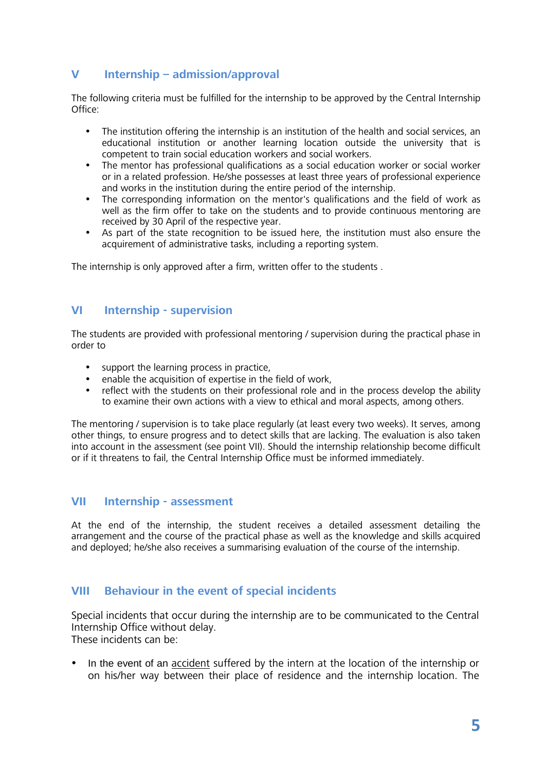## V Internship – admission/approval

The following criteria must be fulfilled for the internship to be approved by the Central Internship Office:

- The institution offering the internship is an institution of the health and social services, an educational institution or another learning location outside the university that is competent to train social education workers and social workers.
- The mentor has professional qualifications as a social education worker or social worker or in a related profession. He/she possesses at least three years of professional experience and works in the institution during the entire period of the internship.
- The corresponding information on the mentor's qualifications and the field of work as well as the firm offer to take on the students and to provide continuous mentoring are received by 30 April of the respective year.
- As part of the state recognition to be issued here, the institution must also ensure the acquirement of administrative tasks, including a reporting system.

The internship is only approved after a firm, written offer to the students .

## VI Internship - supervision

The students are provided with professional mentoring / supervision during the practical phase in order to

- support the learning process in practice,
- enable the acquisition of expertise in the field of work,
- reflect with the students on their professional role and in the process develop the ability to examine their own actions with a view to ethical and moral aspects, among others.

The mentoring / supervision is to take place regularly (at least every two weeks). It serves, among other things, to ensure progress and to detect skills that are lacking. The evaluation is also taken into account in the assessment (see point VII). Should the internship relationship become difficult or if it threatens to fail, the Central Internship Office must be informed immediately.

## VII Internship - assessment

At the end of the internship, the student receives a detailed assessment detailing the arrangement and the course of the practical phase as well as the knowledge and skills acquired and deployed; he/she also receives a summarising evaluation of the course of the internship.

## VIII Behaviour in the event of special incidents

Special incidents that occur during the internship are to be communicated to the Central Internship Office without delay.
These incidents can be:

- In the event of an <u>accident</u> suffered by the intern at the location of the internship or on his/her way between their place of residence and the internship location. The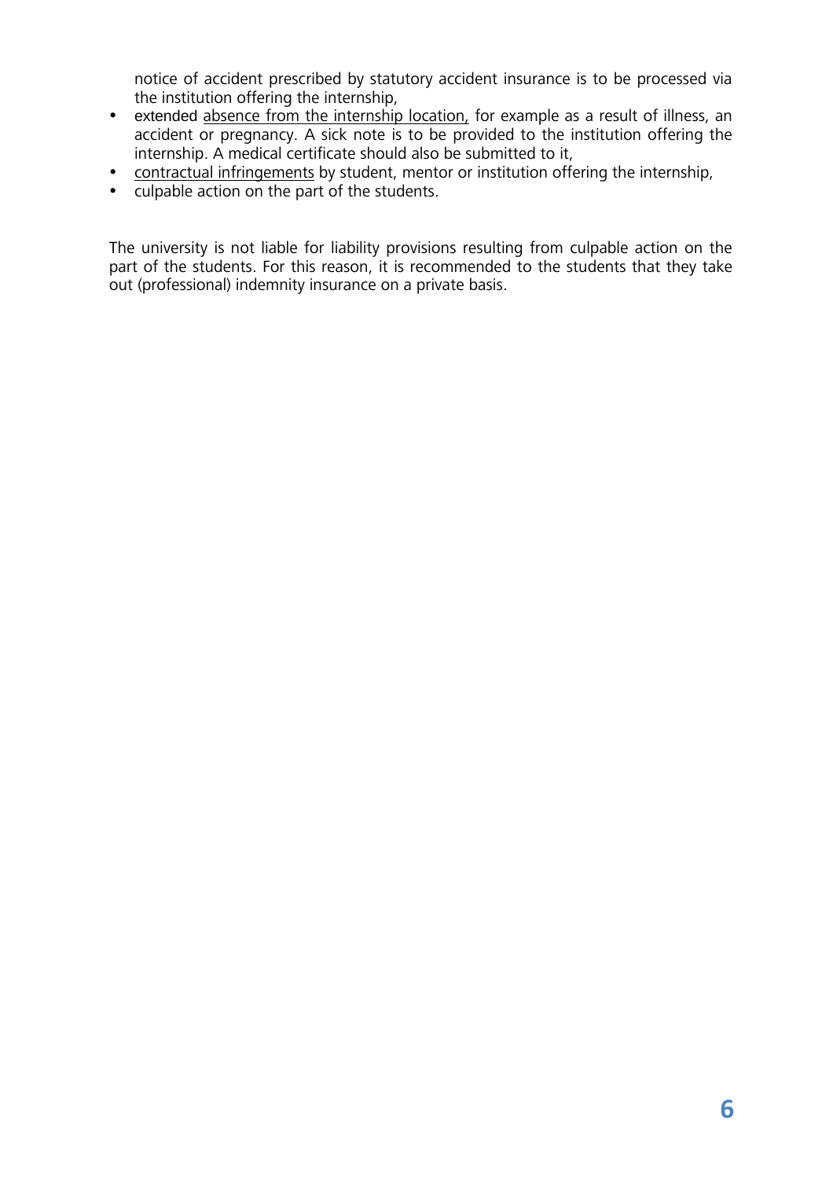notice of accident prescribed by statutory accident insurance is to be processed via the institution offering the internship,

- extended <u>absence from the internship location,</u> for example as a result of illness, an accident or pregnancy. A sick note is to be provided to the institution offering the internship. A medical certificate should also be submitted to it,
- <u>contractual infringements</u> by student, mentor or institution offering the internship,
- culpable action on the part of the students.

The university is not liable for liability provisions resulting from culpable action on the part of the students. For this reason, it is recommended to the students that they take out (professional) indemnity insurance on a private basis.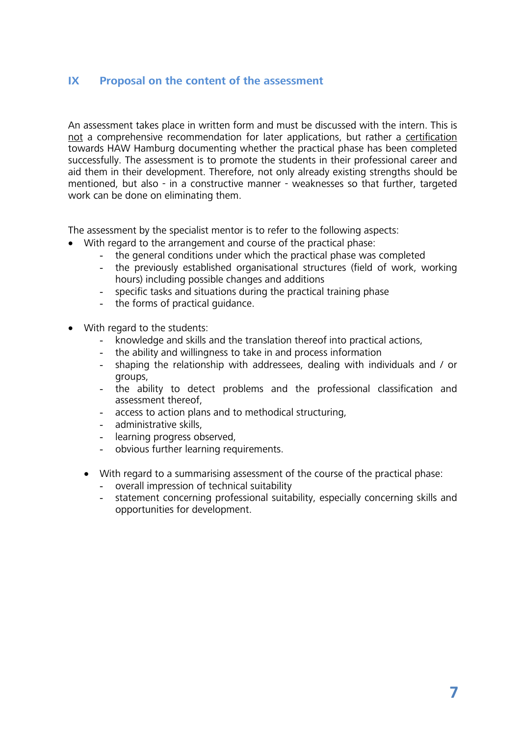## IX Proposal on the content of the assessment

An assessment takes place in written form and must be discussed with the intern. This is not a comprehensive recommendation for later applications, but rather a certification towards HAW Hamburg documenting whether the practical phase has been completed successfully. The assessment is to promote the students in their professional career and aid them in their development. Therefore, not only already existing strengths should be mentioned, but also - in a constructive manner - weaknesses so that further, targeted work can be done on eliminating them.

The assessment by the specialist mentor is to refer to the following aspects:

- With regard to the arrangement and course of the practical phase:
  - the general conditions under which the practical phase was completed
  - the previously established organisational structures (field of work, working hours) including possible changes and additions
  - specific tasks and situations during the practical training phase
  - the forms of practical guidance.

- With regard to the students:
  - knowledge and skills and the translation thereof into practical actions,
  - the ability and willingness to take in and process information
  - shaping the relationship with addressees, dealing with individuals and / or groups,
  - the ability to detect problems and the professional classification and assessment thereof,
  - access to action plans and to methodical structuring,
  - administrative skills,
  - learning progress observed,
  - obvious further learning requirements.

- With regard to a summarising assessment of the course of the practical phase:
  - overall impression of technical suitability
  - statement concerning professional suitability, especially concerning skills and opportunities for development.